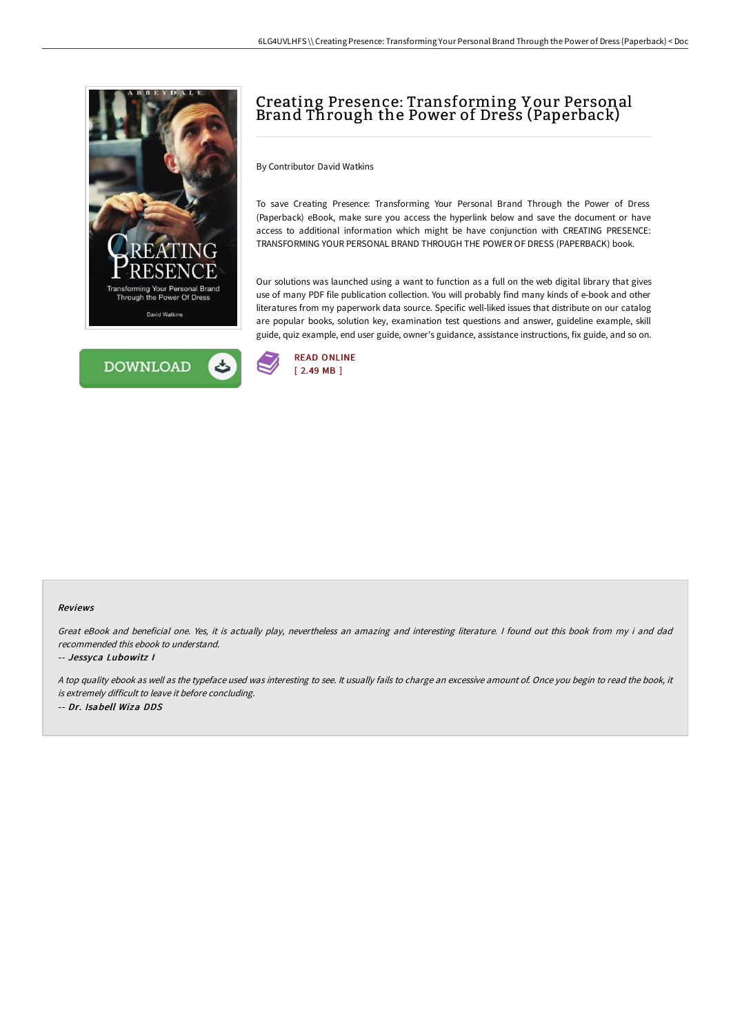# Creating Presence: Transforming Your Personal Brand Through the Power of Dress (Paperback)

By Contributor David Watkins

To save Creating Presence: Transforming Your Personal Brand Through the Power of Dress (Paperback) eBook, make sure you access the hyperlink below and save the document or have access to additional information which might be have conjunction with CREATING PRESENCE: TRANSFORMING YOUR PERSONAL BRAND THROUGH THE POWER OF DRESS (PAPERBACK) book.

Our solutions was launched using a want to function as a full on the web digital library that gives use of many PDF file publication collection. You will probably find many kinds of e-book and other literatures from my paperwork data source. Specific well-liked issues that distribute on our catalog are popular books, solution key, examination test questions and answer, guideline example, skill guide, quiz example, end user guide, owner's guidance, assistance instructions, fix guide, and so on.

DOWNLOAD

READ ONLINE
[ 2.49 MB ]

### Reviews

*Great eBook and beneficial one. Yes, it is actually play, nevertheless an amazing and interesting literature. I found out this book from my i and dad recommended this ebook to understand.*

-- ***Jessyca Lubowitz I***

*A top quality ebook as well as the typeface used was interesting to see. It usually fails to charge an excessive amount of. Once you begin to read the book, it is extremely difficult to leave it before concluding.*

-- ***Dr. Isabell Wiza DDS***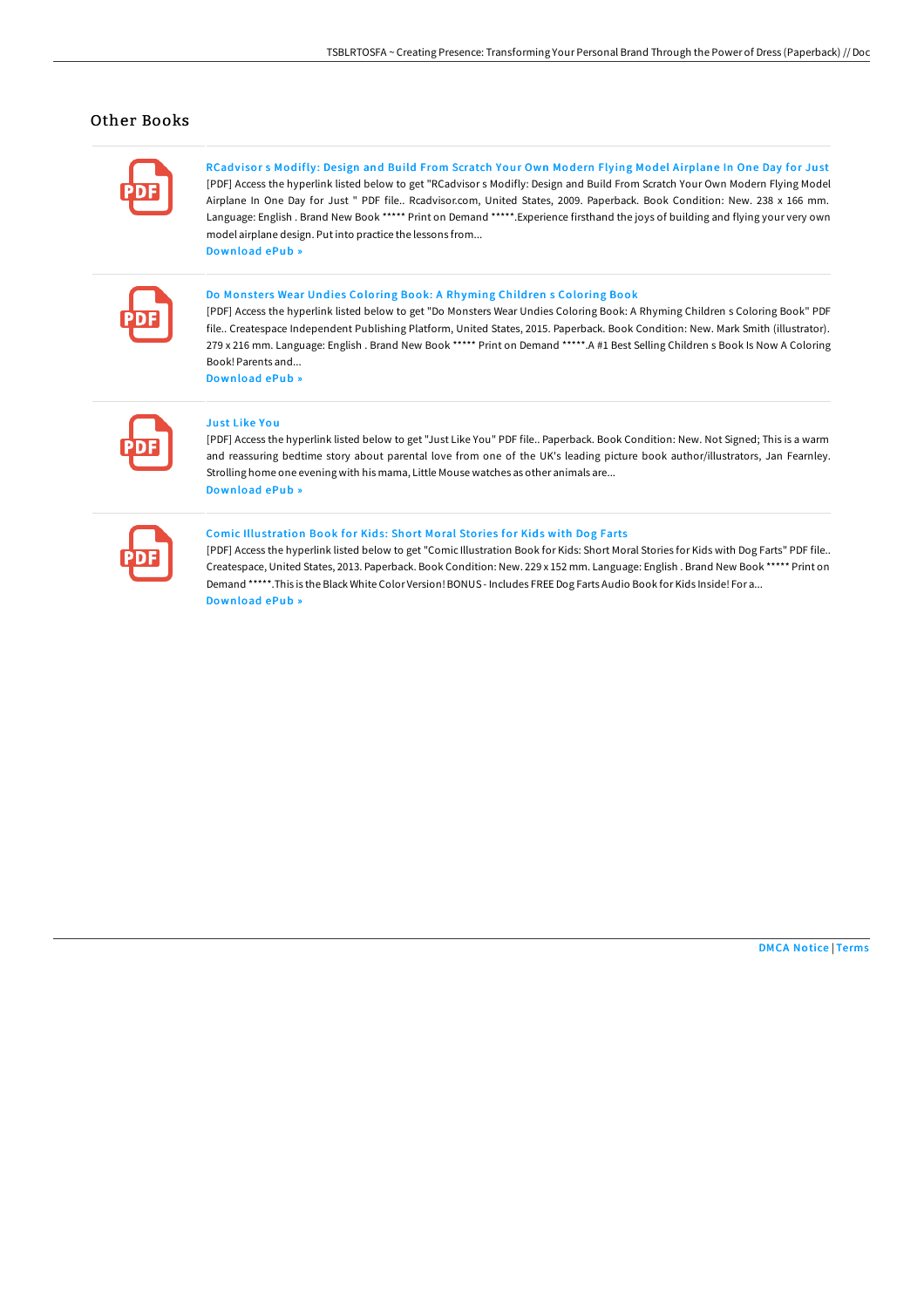## Other Books

**RCadvisor s Modifly: Design and Build From Scratch Your Own Modern Flying Model Airplane In One Day for Just**

[PDF] Access the hyperlink listed below to get "RCadvisor s Modifly: Design and Build From Scratch Your Own Modern Flying Model Airplane In One Day for Just " PDF file.. Rcadvisor.com, United States, 2009. Paperback. Book Condition: New. 238 x 166 mm. Language: English . Brand New Book ***** Print on Demand *****.Experience firsthand the joys of building and flying your very own model airplane design. Put into practice the lessons from...

Download ePub »

**Do Monsters Wear Undies Coloring Book: A Rhyming Children s Coloring Book**

[PDF] Access the hyperlink listed below to get "Do Monsters Wear Undies Coloring Book: A Rhyming Children s Coloring Book" PDF file.. Createspace Independent Publishing Platform, United States, 2015. Paperback. Book Condition: New. Mark Smith (illustrator). 279 x 216 mm. Language: English . Brand New Book ***** Print on Demand *****.A #1 Best Selling Children s Book Is Now A Coloring Book! Parents and...

Download ePub »

**Just Like You**

[PDF] Access the hyperlink listed below to get "Just Like You" PDF file.. Paperback. Book Condition: New. Not Signed; This is a warm and reassuring bedtime story about parental love from one of the UK's leading picture book author/illustrators, Jan Fearnley. Strolling home one evening with his mama, Little Mouse watches as other animals are...

Download ePub »

**Comic Illustration Book for Kids: Short Moral Stories for Kids with Dog Farts**

[PDF] Access the hyperlink listed below to get "Comic Illustration Book for Kids: Short Moral Stories for Kids with Dog Farts" PDF file.. Createspace, United States, 2013. Paperback. Book Condition: New. 229 x 152 mm. Language: English . Brand New Book ***** Print on Demand *****.This is the Black White Color Version! BONUS - Includes FREE Dog Farts Audio Book for Kids Inside! For a...

Download ePub »

DMCA Notice | Terms